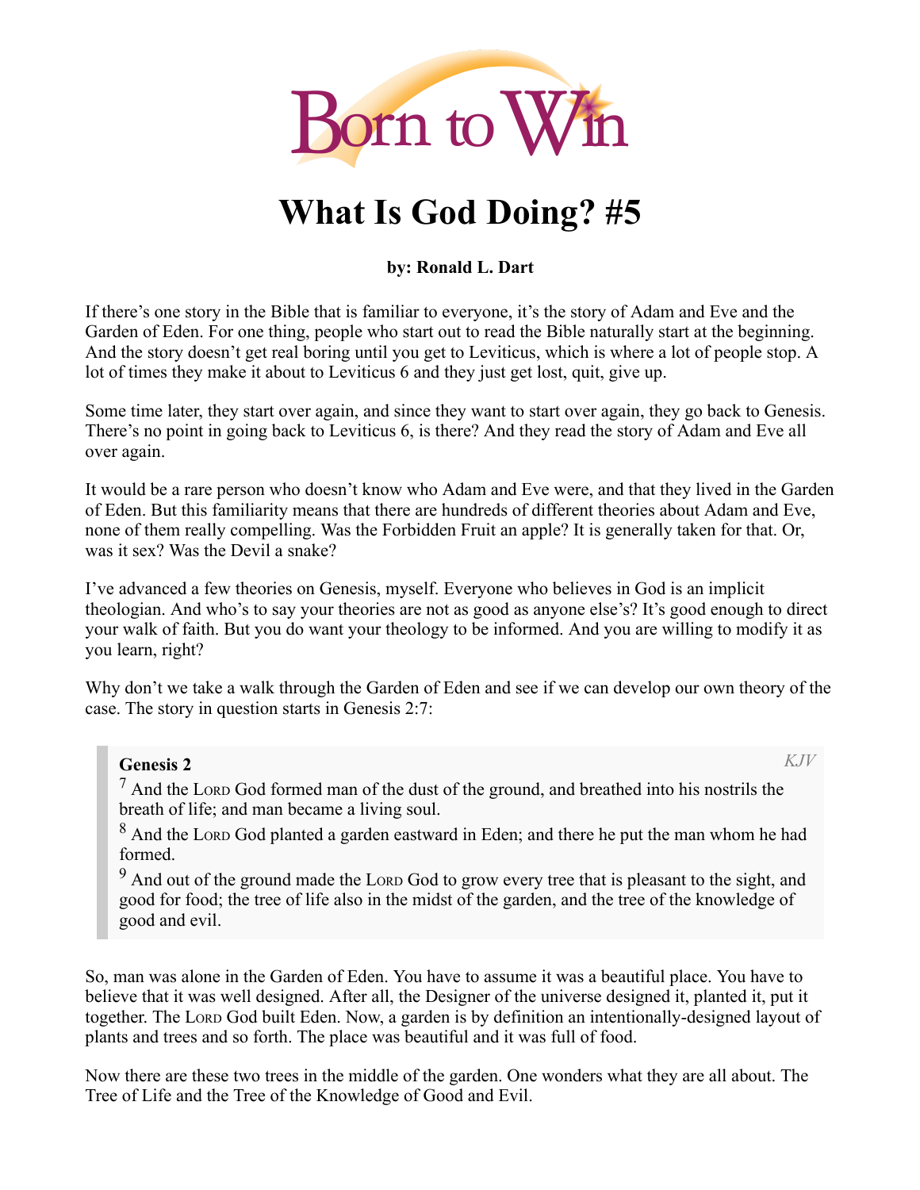Born to Win

# What Is God Doing? #5

**by: Ronald L. Dart**

If there's one story in the Bible that is familiar to everyone, it's the story of Adam and Eve and the Garden of Eden. For one thing, people who start out to read the Bible naturally start at the beginning. And the story doesn't get real boring until you get to Leviticus, which is where a lot of people stop. A lot of times they make it about to Leviticus 6 and they just get lost, quit, give up.

Some time later, they start over again, and since they want to start over again, they go back to Genesis. There's no point in going back to Leviticus 6, is there? And they read the story of Adam and Eve all over again.

It would be a rare person who doesn't know who Adam and Eve were, and that they lived in the Garden of Eden. But this familiarity means that there are hundreds of different theories about Adam and Eve, none of them really compelling. Was the Forbidden Fruit an apple? It is generally taken for that. Or, was it sex? Was the Devil a snake?

I've advanced a few theories on Genesis, myself. Everyone who believes in God is an implicit theologian. And who's to say your theories are not as good as anyone else's? It's good enough to direct your walk of faith. But you do want your theology to be informed. And you are willing to modify it as you learn, right?

Why don't we take a walk through the Garden of Eden and see if we can develop our own theory of the case. The story in question starts in Genesis 2:7:

> **Genesis 2** *KJV*
> 7 And the LORD God formed man of the dust of the ground, and breathed into his nostrils the breath of life; and man became a living soul.
> 8 And the LORD God planted a garden eastward in Eden; and there he put the man whom he had formed.
> 9 And out of the ground made the LORD God to grow every tree that is pleasant to the sight, and good for food; the tree of life also in the midst of the garden, and the tree of the knowledge of good and evil.

So, man was alone in the Garden of Eden. You have to assume it was a beautiful place. You have to believe that it was well designed. After all, the Designer of the universe designed it, planted it, put it together. The LORD God built Eden. Now, a garden is by definition an intentionally-designed layout of plants and trees and so forth. The place was beautiful and it was full of food.

Now there are these two trees in the middle of the garden. One wonders what they are all about. The Tree of Life and the Tree of the Knowledge of Good and Evil.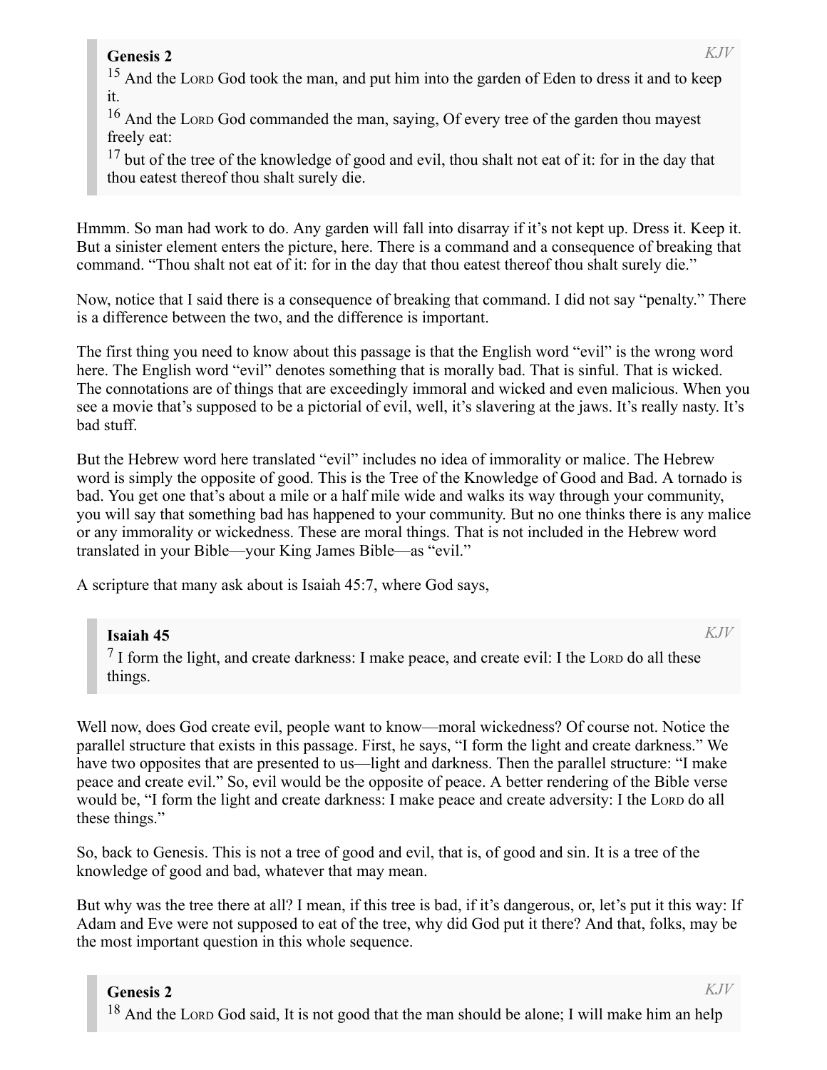> **Genesis 2** *KJV*
>
> 15 And the LORD God took the man, and put him into the garden of Eden to dress it and to keep it.
>
> 16 And the LORD God commanded the man, saying, Of every tree of the garden thou mayest freely eat:
>
> 17 but of the tree of the knowledge of good and evil, thou shalt not eat of it: for in the day that thou eatest thereof thou shalt surely die.

Hmmm. So man had work to do. Any garden will fall into disarray if it's not kept up. Dress it. Keep it. But a sinister element enters the picture, here. There is a command and a consequence of breaking that command. "Thou shalt not eat of it: for in the day that thou eatest thereof thou shalt surely die."

Now, notice that I said there is a consequence of breaking that command. I did not say "penalty." There is a difference between the two, and the difference is important.

The first thing you need to know about this passage is that the English word "evil" is the wrong word here. The English word "evil" denotes something that is morally bad. That is sinful. That is wicked. The connotations are of things that are exceedingly immoral and wicked and even malicious. When you see a movie that's supposed to be a pictorial of evil, well, it's slavering at the jaws. It's really nasty. It's bad stuff.

But the Hebrew word here translated "evil" includes no idea of immorality or malice. The Hebrew word is simply the opposite of good. This is the Tree of the Knowledge of Good and Bad. A tornado is bad. You get one that's about a mile or a half mile wide and walks its way through your community, you will say that something bad has happened to your community. But no one thinks there is any malice or any immorality or wickedness. These are moral things. That is not included in the Hebrew word translated in your Bible—your King James Bible—as "evil."

A scripture that many ask about is Isaiah 45:7, where God says,

> **Isaiah 45** *KJV*
>
> 7 I form the light, and create darkness: I make peace, and create evil: I the LORD do all these things.

Well now, does God create evil, people want to know—moral wickedness? Of course not. Notice the parallel structure that exists in this passage. First, he says, "I form the light and create darkness." We have two opposites that are presented to us—light and darkness. Then the parallel structure: "I make peace and create evil." So, evil would be the opposite of peace. A better rendering of the Bible verse would be, "I form the light and create darkness: I make peace and create adversity: I the LORD do all these things."

So, back to Genesis. This is not a tree of good and evil, that is, of good and sin. It is a tree of the knowledge of good and bad, whatever that may mean.

But why was the tree there at all? I mean, if this tree is bad, if it's dangerous, or, let's put it this way: If Adam and Eve were not supposed to eat of the tree, why did God put it there? And that, folks, may be the most important question in this whole sequence.

> **Genesis 2** *KJV*
>
> 18 And the LORD God said, It is not good that the man should be alone; I will make him an help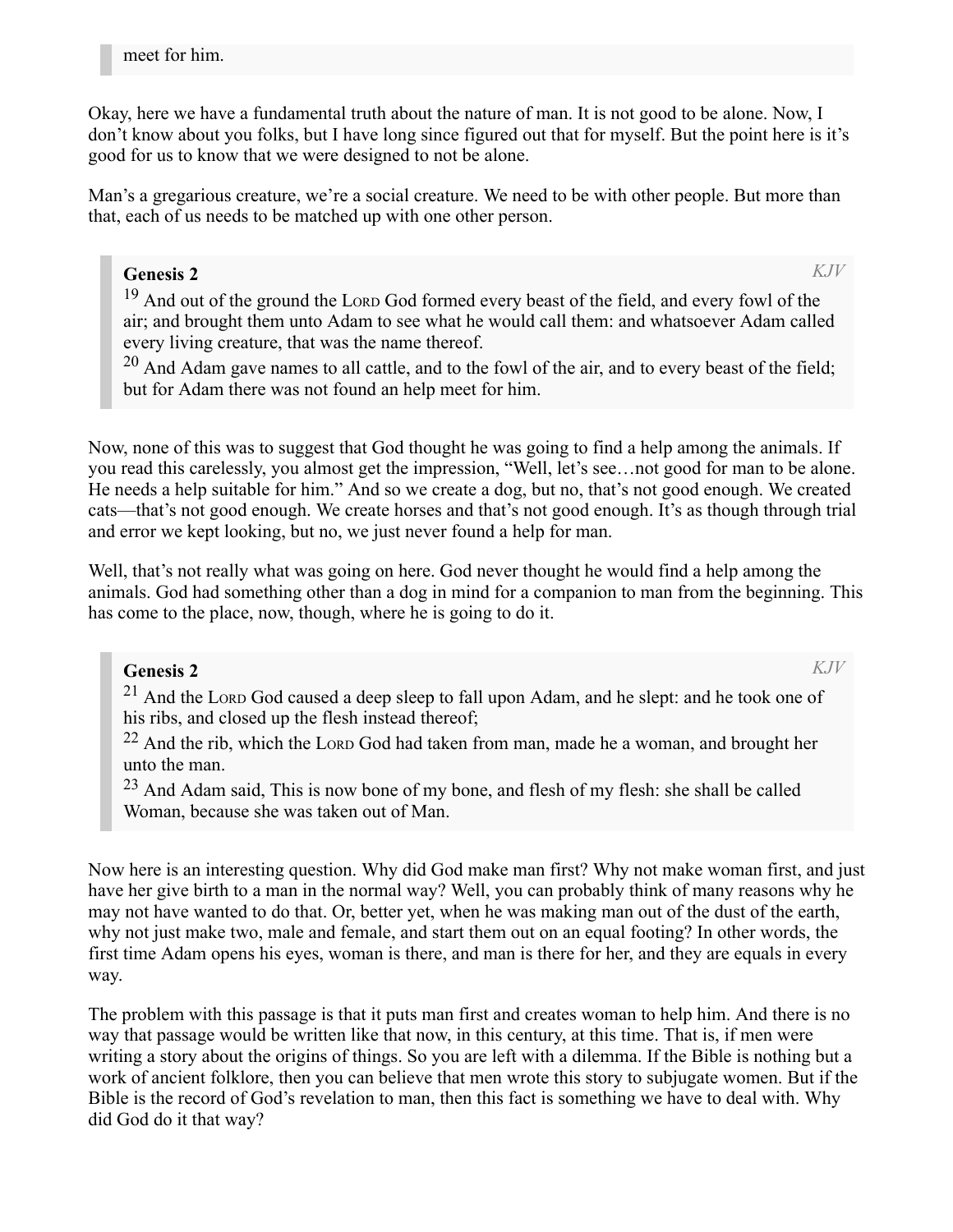> meet for him.

Okay, here we have a fundamental truth about the nature of man. It is not good to be alone. Now, I don't know about you folks, but I have long since figured out that for myself. But the point here is it's good for us to know that we were designed to not be alone.

Man's a gregarious creature, we're a social creature. We need to be with other people. But more than that, each of us needs to be matched up with one other person.

> **Genesis 2** *KJV*
>
> 19 And out of the ground the LORD God formed every beast of the field, and every fowl of the air; and brought them unto Adam to see what he would call them: and whatsoever Adam called every living creature, that was the name thereof.
>
> 20 And Adam gave names to all cattle, and to the fowl of the air, and to every beast of the field; but for Adam there was not found an help meet for him.

Now, none of this was to suggest that God thought he was going to find a help among the animals. If you read this carelessly, you almost get the impression, "Well, let's see…not good for man to be alone. He needs a help suitable for him." And so we create a dog, but no, that's not good enough. We created cats—that's not good enough. We create horses and that's not good enough. It's as though through trial and error we kept looking, but no, we just never found a help for man.

Well, that's not really what was going on here. God never thought he would find a help among the animals. God had something other than a dog in mind for a companion to man from the beginning. This has come to the place, now, though, where he is going to do it.

> **Genesis 2** *KJV*
>
> 21 And the LORD God caused a deep sleep to fall upon Adam, and he slept: and he took one of his ribs, and closed up the flesh instead thereof;
>
> 22 And the rib, which the LORD God had taken from man, made he a woman, and brought her unto the man.
>
> 23 And Adam said, This is now bone of my bone, and flesh of my flesh: she shall be called Woman, because she was taken out of Man.

Now here is an interesting question. Why did God make man first? Why not make woman first, and just have her give birth to a man in the normal way? Well, you can probably think of many reasons why he may not have wanted to do that. Or, better yet, when he was making man out of the dust of the earth, why not just make two, male and female, and start them out on an equal footing? In other words, the first time Adam opens his eyes, woman is there, and man is there for her, and they are equals in every way.

The problem with this passage is that it puts man first and creates woman to help him. And there is no way that passage would be written like that now, in this century, at this time. That is, if men were writing a story about the origins of things. So you are left with a dilemma. If the Bible is nothing but a work of ancient folklore, then you can believe that men wrote this story to subjugate women. But if the Bible is the record of God's revelation to man, then this fact is something we have to deal with. Why did God do it that way?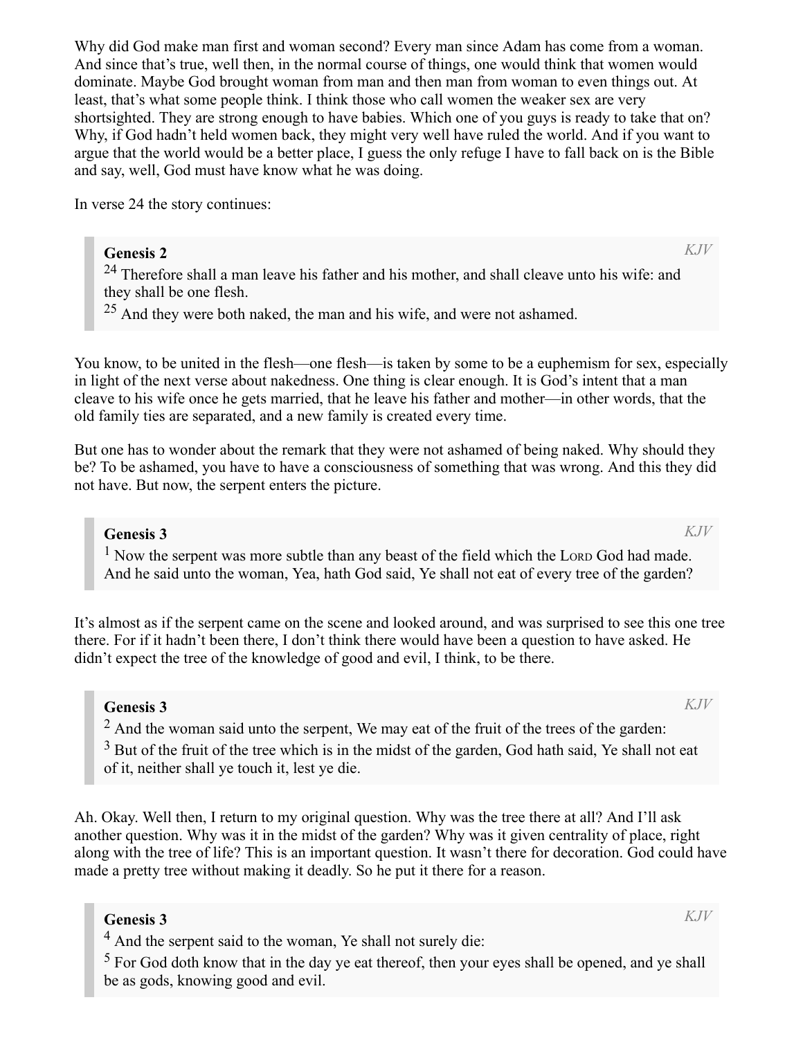Why did God make man first and woman second? Every man since Adam has come from a woman. And since that's true, well then, in the normal course of things, one would think that women would dominate. Maybe God brought woman from man and then man from woman to even things out. At least, that's what some people think. I think those who call women the weaker sex are very shortsighted. They are strong enough to have babies. Which one of you guys is ready to take that on? Why, if God hadn't held women back, they might very well have ruled the world. And if you want to argue that the world would be a better place, I guess the only refuge I have to fall back on is the Bible and say, well, God must have know what he was doing.

In verse 24 the story continues:

> **Genesis 2** *KJV*
> 24 Therefore shall a man leave his father and his mother, and shall cleave unto his wife: and they shall be one flesh.
> 25 And they were both naked, the man and his wife, and were not ashamed.

You know, to be united in the flesh—one flesh—is taken by some to be a euphemism for sex, especially in light of the next verse about nakedness. One thing is clear enough. It is God's intent that a man cleave to his wife once he gets married, that he leave his father and mother—in other words, that the old family ties are separated, and a new family is created every time.

But one has to wonder about the remark that they were not ashamed of being naked. Why should they be? To be ashamed, you have to have a consciousness of something that was wrong. And this they did not have. But now, the serpent enters the picture.

> **Genesis 3** *KJV*
> 1 Now the serpent was more subtle than any beast of the field which the LORD God had made. And he said unto the woman, Yea, hath God said, Ye shall not eat of every tree of the garden?

It's almost as if the serpent came on the scene and looked around, and was surprised to see this one tree there. For if it hadn't been there, I don't think there would have been a question to have asked. He didn't expect the tree of the knowledge of good and evil, I think, to be there.

> **Genesis 3** *KJV*
> 2 And the woman said unto the serpent, We may eat of the fruit of the trees of the garden:
> 3 But of the fruit of the tree which is in the midst of the garden, God hath said, Ye shall not eat of it, neither shall ye touch it, lest ye die.

Ah. Okay. Well then, I return to my original question. Why was the tree there at all? And I'll ask another question. Why was it in the midst of the garden? Why was it given centrality of place, right along with the tree of life? This is an important question. It wasn't there for decoration. God could have made a pretty tree without making it deadly. So he put it there for a reason.

> **Genesis 3** *KJV*
> 4 And the serpent said to the woman, Ye shall not surely die:
> 5 For God doth know that in the day ye eat thereof, then your eyes shall be opened, and ye shall be as gods, knowing good and evil.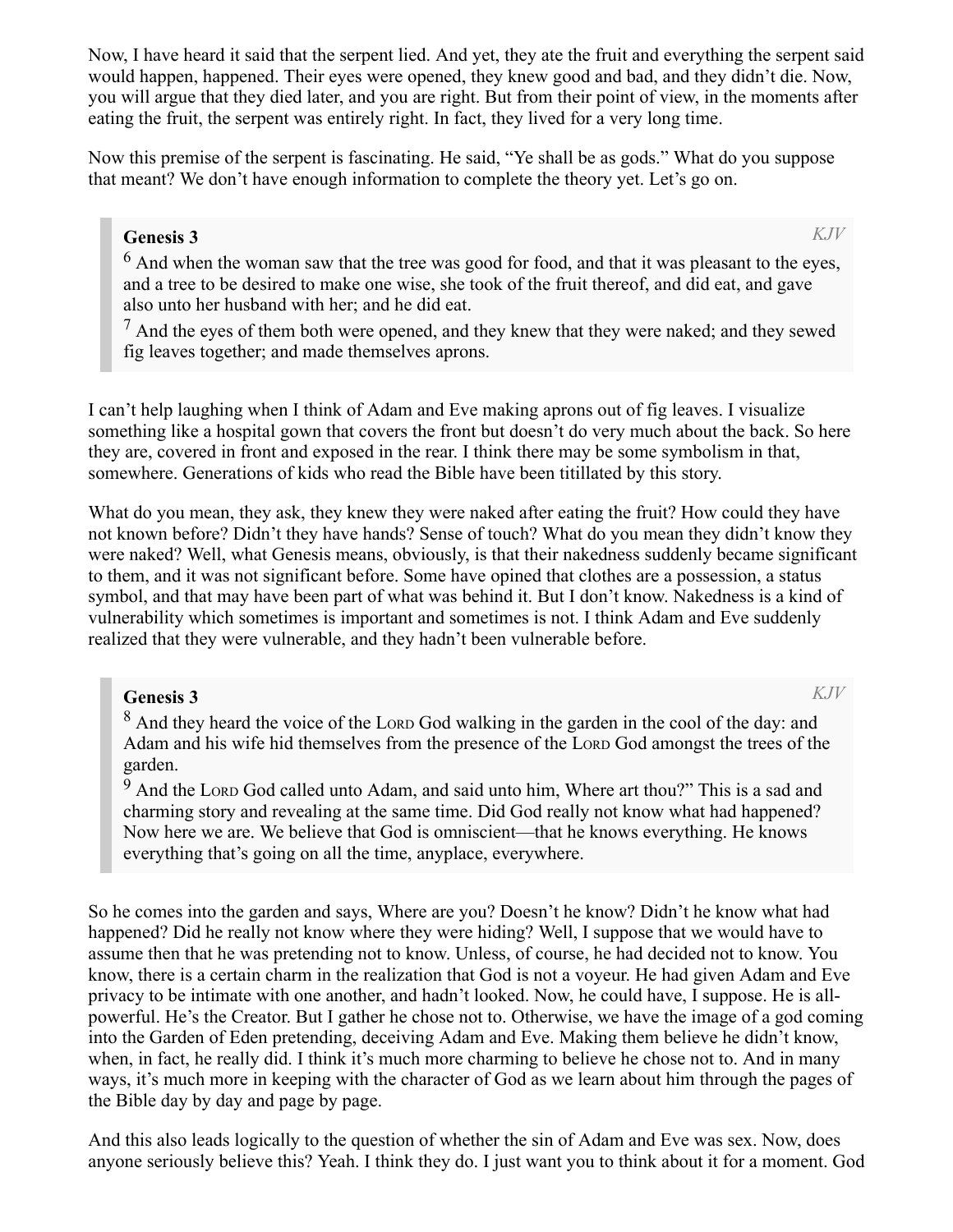Now, I have heard it said that the serpent lied. And yet, they ate the fruit and everything the serpent said would happen, happened. Their eyes were opened, they knew good and bad, and they didn't die. Now, you will argue that they died later, and you are right. But from their point of view, in the moments after eating the fruit, the serpent was entirely right. In fact, they lived for a very long time.

Now this premise of the serpent is fascinating. He said, "Ye shall be as gods." What do you suppose that meant? We don't have enough information to complete the theory yet. Let's go on.

> **Genesis 3** *KJV*
>
> 6 And when the woman saw that the tree was good for food, and that it was pleasant to the eyes, and a tree to be desired to make one wise, she took of the fruit thereof, and did eat, and gave also unto her husband with her; and he did eat.
>
> 7 And the eyes of them both were opened, and they knew that they were naked; and they sewed fig leaves together; and made themselves aprons.

I can't help laughing when I think of Adam and Eve making aprons out of fig leaves. I visualize something like a hospital gown that covers the front but doesn't do very much about the back. So here they are, covered in front and exposed in the rear. I think there may be some symbolism in that, somewhere. Generations of kids who read the Bible have been titillated by this story.

What do you mean, they ask, they knew they were naked after eating the fruit? How could they have not known before? Didn't they have hands? Sense of touch? What do you mean they didn't know they were naked? Well, what Genesis means, obviously, is that their nakedness suddenly became significant to them, and it was not significant before. Some have opined that clothes are a possession, a status symbol, and that may have been part of what was behind it. But I don't know. Nakedness is a kind of vulnerability which sometimes is important and sometimes is not. I think Adam and Eve suddenly realized that they were vulnerable, and they hadn't been vulnerable before.

> **Genesis 3** *KJV*
>
> 8 And they heard the voice of the LORD God walking in the garden in the cool of the day: and Adam and his wife hid themselves from the presence of the LORD God amongst the trees of the garden.
>
> 9 And the LORD God called unto Adam, and said unto him, Where art thou?" This is a sad and charming story and revealing at the same time. Did God really not know what had happened? Now here we are. We believe that God is omniscient—that he knows everything. He knows everything that's going on all the time, anyplace, everywhere.

So he comes into the garden and says, Where are you? Doesn't he know? Didn't he know what had happened? Did he really not know where they were hiding? Well, I suppose that we would have to assume then that he was pretending not to know. Unless, of course, he had decided not to know. You know, there is a certain charm in the realization that God is not a voyeur. He had given Adam and Eve privacy to be intimate with one another, and hadn't looked. Now, he could have, I suppose. He is all-powerful. He's the Creator. But I gather he chose not to. Otherwise, we have the image of a god coming into the Garden of Eden pretending, deceiving Adam and Eve. Making them believe he didn't know, when, in fact, he really did. I think it's much more charming to believe he chose not to. And in many ways, it's much more in keeping with the character of God as we learn about him through the pages of the Bible day by day and page by page.

And this also leads logically to the question of whether the sin of Adam and Eve was sex. Now, does anyone seriously believe this? Yeah. I think they do. I just want you to think about it for a moment. God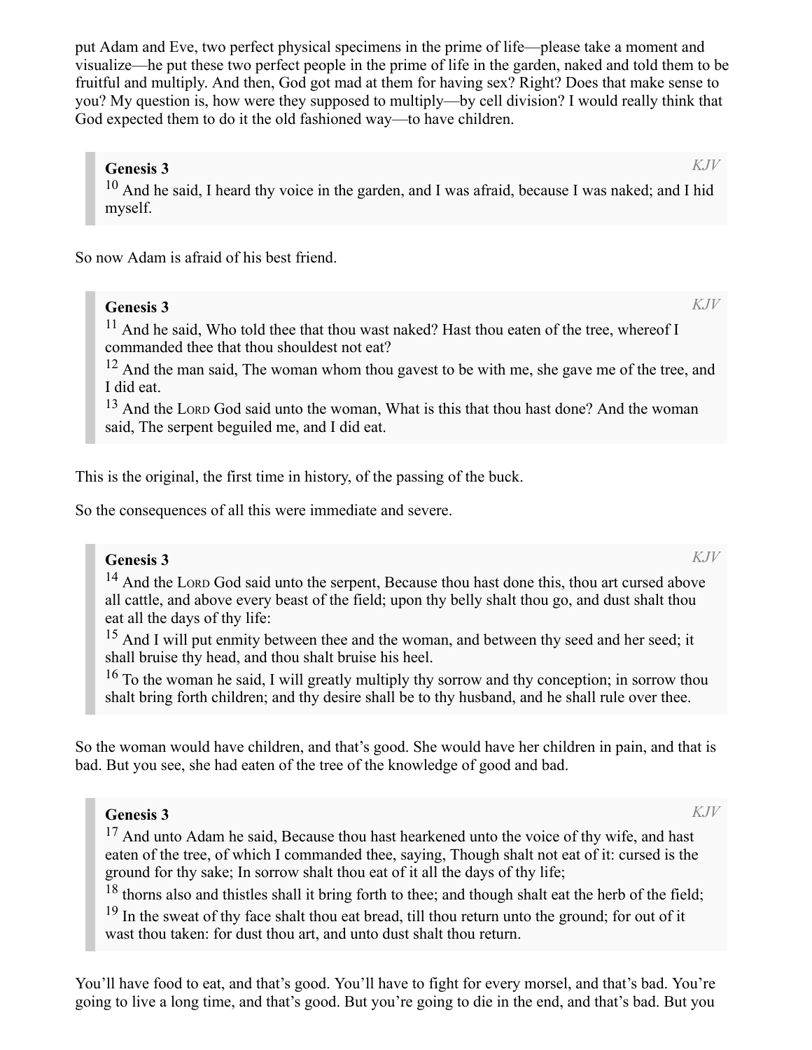put Adam and Eve, two perfect physical specimens in the prime of life—please take a moment and visualize—he put these two perfect people in the prime of life in the garden, naked and told them to be fruitful and multiply. And then, God got mad at them for having sex? Right? Does that make sense to you? My question is, how were they supposed to multiply—by cell division? I would really think that God expected them to do it the old fashioned way—to have children.

> **Genesis 3** *KJV*
> 10 And he said, I heard thy voice in the garden, and I was afraid, because I was naked; and I hid myself.

So now Adam is afraid of his best friend.

> **Genesis 3** *KJV*
> 11 And he said, Who told thee that thou wast naked? Hast thou eaten of the tree, whereof I commanded thee that thou shouldest not eat?
> 12 And the man said, The woman whom thou gavest to be with me, she gave me of the tree, and I did eat.
> 13 And the LORD God said unto the woman, What is this that thou hast done? And the woman said, The serpent beguiled me, and I did eat.

This is the original, the first time in history, of the passing of the buck.

So the consequences of all this were immediate and severe.

> **Genesis 3** *KJV*
> 14 And the LORD God said unto the serpent, Because thou hast done this, thou art cursed above all cattle, and above every beast of the field; upon thy belly shalt thou go, and dust shalt thou eat all the days of thy life:
> 15 And I will put enmity between thee and the woman, and between thy seed and her seed; it shall bruise thy head, and thou shalt bruise his heel.
> 16 To the woman he said, I will greatly multiply thy sorrow and thy conception; in sorrow thou shalt bring forth children; and thy desire shall be to thy husband, and he shall rule over thee.

So the woman would have children, and that's good. She would have her children in pain, and that is bad. But you see, she had eaten of the tree of the knowledge of good and bad.

> **Genesis 3** *KJV*
> 17 And unto Adam he said, Because thou hast hearkened unto the voice of thy wife, and hast eaten of the tree, of which I commanded thee, saying, Though shalt not eat of it: cursed is the ground for thy sake; In sorrow shalt thou eat of it all the days of thy life;
> 18 thorns also and thistles shall it bring forth to thee; and though shalt eat the herb of the field;
> 19 In the sweat of thy face shalt thou eat bread, till thou return unto the ground; for out of it wast thou taken: for dust thou art, and unto dust shalt thou return.

You'll have food to eat, and that's good. You'll have to fight for every morsel, and that's bad. You're going to live a long time, and that's good. But you're going to die in the end, and that's bad. But you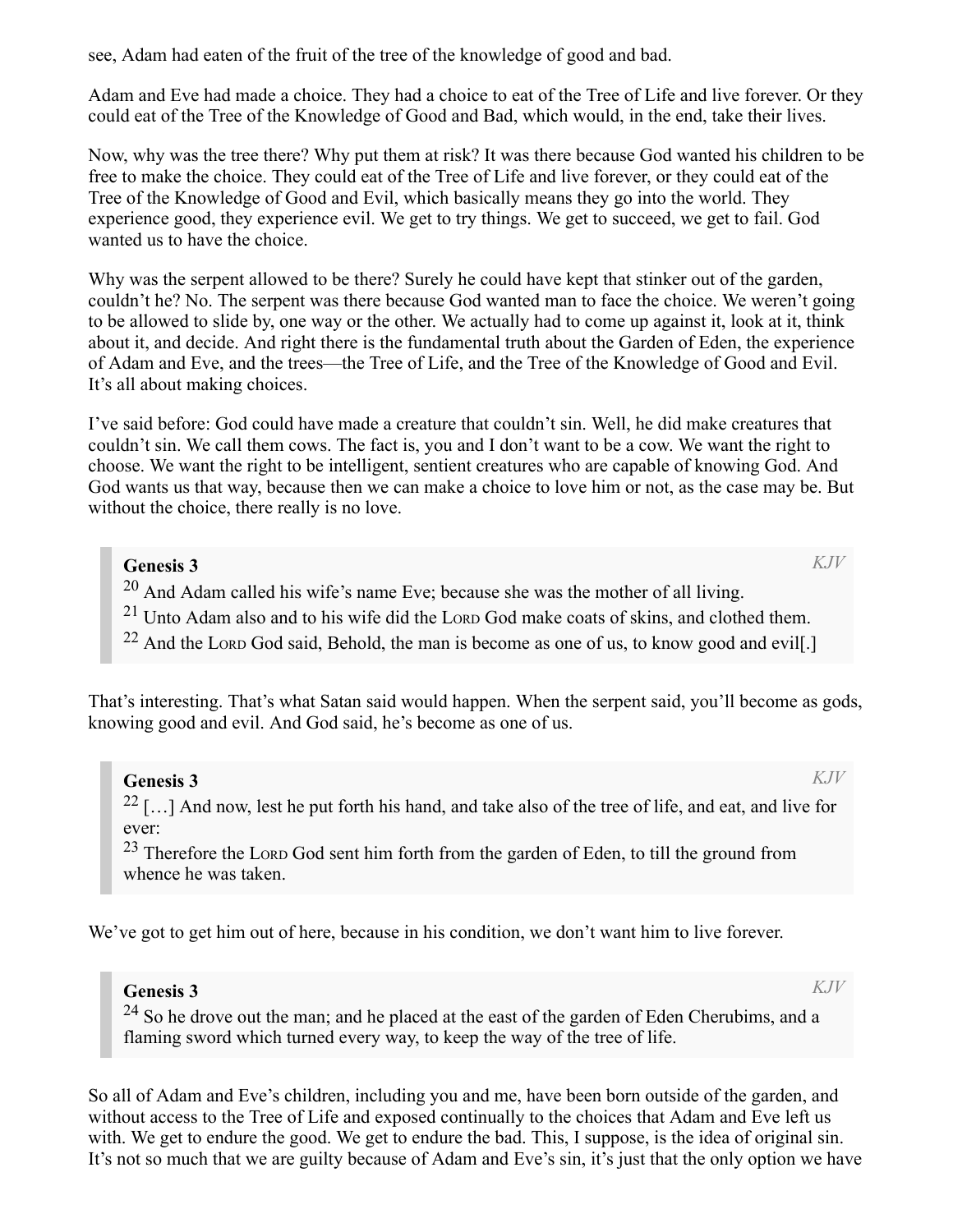see, Adam had eaten of the fruit of the tree of the knowledge of good and bad.

Adam and Eve had made a choice. They had a choice to eat of the Tree of Life and live forever. Or they could eat of the Tree of the Knowledge of Good and Bad, which would, in the end, take their lives.

Now, why was the tree there? Why put them at risk? It was there because God wanted his children to be free to make the choice. They could eat of the Tree of Life and live forever, or they could eat of the Tree of the Knowledge of Good and Evil, which basically means they go into the world. They experience good, they experience evil. We get to try things. We get to succeed, we get to fail. God wanted us to have the choice.

Why was the serpent allowed to be there? Surely he could have kept that stinker out of the garden, couldn't he? No. The serpent was there because God wanted man to face the choice. We weren't going to be allowed to slide by, one way or the other. We actually had to come up against it, look at it, think about it, and decide. And right there is the fundamental truth about the Garden of Eden, the experience of Adam and Eve, and the trees—the Tree of Life, and the Tree of the Knowledge of Good and Evil. It's all about making choices.

I've said before: God could have made a creature that couldn't sin. Well, he did make creatures that couldn't sin. We call them cows. The fact is, you and I don't want to be a cow. We want the right to choose. We want the right to be intelligent, sentient creatures who are capable of knowing God. And God wants us that way, because then we can make a choice to love him or not, as the case may be. But without the choice, there really is no love.

> **Genesis 3** *KJV*
>
> 20 And Adam called his wife's name Eve; because she was the mother of all living.
> 21 Unto Adam also and to his wife did the LORD God make coats of skins, and clothed them.
> 22 And the LORD God said, Behold, the man is become as one of us, to know good and evil[.]

That's interesting. That's what Satan said would happen. When the serpent said, you'll become as gods, knowing good and evil. And God said, he's become as one of us.

> **Genesis 3** *KJV*
>
> 22 […] And now, lest he put forth his hand, and take also of the tree of life, and eat, and live for ever:
> 23 Therefore the LORD God sent him forth from the garden of Eden, to till the ground from whence he was taken.

We've got to get him out of here, because in his condition, we don't want him to live forever.

> **Genesis 3** *KJV*
>
> 24 So he drove out the man; and he placed at the east of the garden of Eden Cherubims, and a flaming sword which turned every way, to keep the way of the tree of life.

So all of Adam and Eve's children, including you and me, have been born outside of the garden, and without access to the Tree of Life and exposed continually to the choices that Adam and Eve left us with. We get to endure the good. We get to endure the bad. This, I suppose, is the idea of original sin. It's not so much that we are guilty because of Adam and Eve's sin, it's just that the only option we have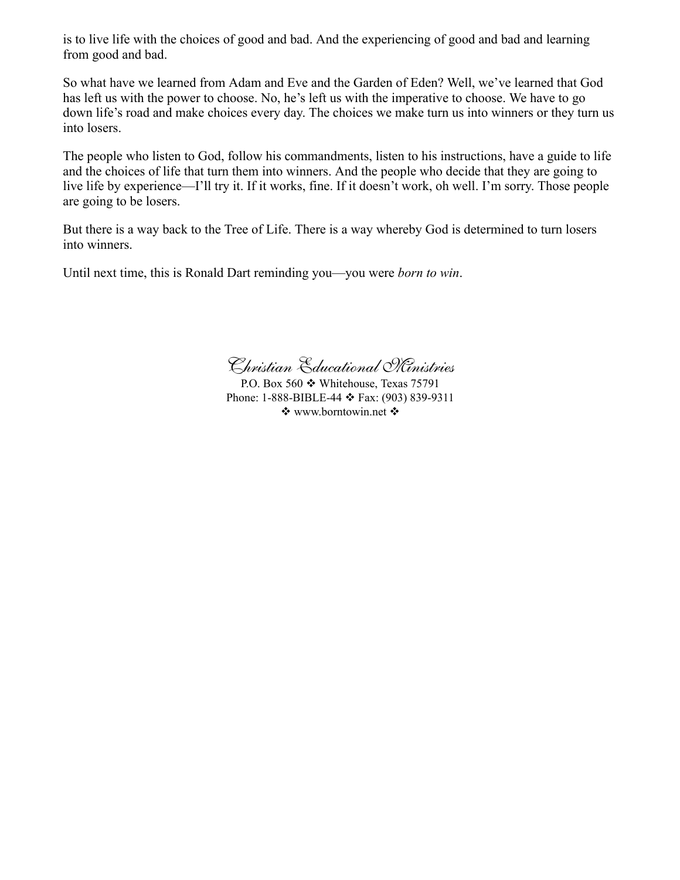is to live life with the choices of good and bad. And the experiencing of good and bad and learning from good and bad.

So what have we learned from Adam and Eve and the Garden of Eden? Well, we've learned that God has left us with the power to choose. No, he's left us with the imperative to choose. We have to go down life's road and make choices every day. The choices we make turn us into winners or they turn us into losers.

The people who listen to God, follow his commandments, listen to his instructions, have a guide to life and the choices of life that turn them into winners. And the people who decide that they are going to live life by experience—I'll try it. If it works, fine. If it doesn't work, oh well. I'm sorry. Those people are going to be losers.

But there is a way back to the Tree of Life. There is a way whereby God is determined to turn losers into winners.

Until next time, this is Ronald Dart reminding you—you were *born to win*.

*Christian Educational Ministries*

P.O. Box 560 ❖ Whitehouse, Texas 75791

Phone: 1-888-BIBLE-44 ❖ Fax: (903) 839-9311

❖ www.borntowin.net ❖